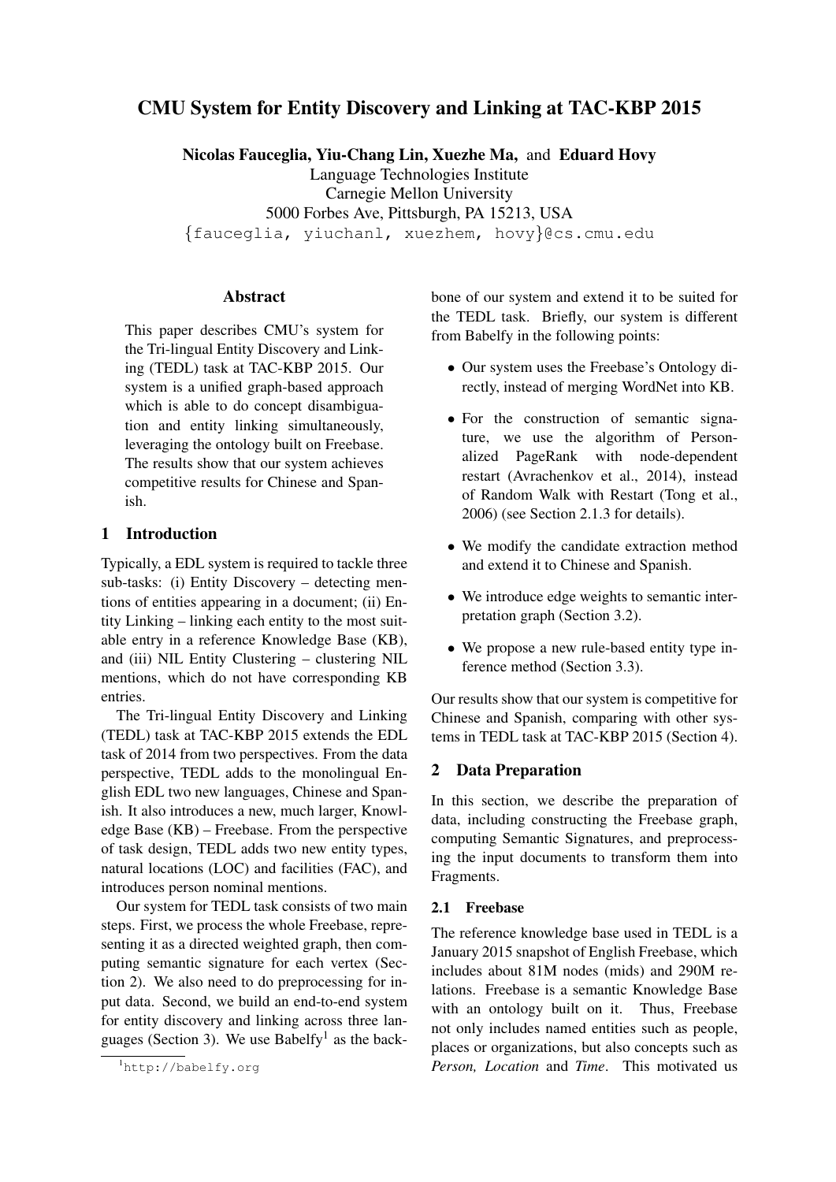# CMU System for Entity Discovery and Linking at TAC-KBP 2015

**Nicolas Fauceglia, Yiu-Chang Lin, Xuezhe Ma,** and **Eduard Hovy**
Language Technologies Institute
Carnegie Mellon University
5000 Forbes Ave, Pittsburgh, PA 15213, USA
{fauceglia, yiuchanl, xuezhem, hovy}@cs.cmu.edu

## Abstract

This paper describes CMU's system for the Tri-lingual Entity Discovery and Linking (TEDL) task at TAC-KBP 2015. Our system is a unified graph-based approach which is able to do concept disambiguation and entity linking simultaneously, leveraging the ontology built on Freebase. The results show that our system achieves competitive results for Chinese and Spanish.

## 1 Introduction

Typically, a EDL system is required to tackle three sub-tasks: (i) Entity Discovery – detecting mentions of entities appearing in a document; (ii) Entity Linking – linking each entity to the most suitable entry in a reference Knowledge Base (KB), and (iii) NIL Entity Clustering – clustering NIL mentions, which do not have corresponding KB entries.

The Tri-lingual Entity Discovery and Linking (TEDL) task at TAC-KBP 2015 extends the EDL task of 2014 from two perspectives. From the data perspective, TEDL adds to the monolingual English EDL two new languages, Chinese and Spanish. It also introduces a new, much larger, Knowledge Base (KB) – Freebase. From the perspective of task design, TEDL adds two new entity types, natural locations (LOC) and facilities (FAC), and introduces person nominal mentions.

Our system for TEDL task consists of two main steps. First, we process the whole Freebase, representing it as a directed weighted graph, then computing semantic signature for each vertex (Section 2). We also need to do preprocessing for input data. Second, we build an end-to-end system for entity discovery and linking across three languages (Section 3). We use Babelfy[1] as the backbone of our system and extend it to be suited for the TEDL task. Briefly, our system is different from Babelfy in the following points:

- Our system uses the Freebase's Ontology directly, instead of merging WordNet into KB.
- For the construction of semantic signature, we use the algorithm of Personalized PageRank with node-dependent restart (Avrachenkov et al., 2014), instead of Random Walk with Restart (Tong et al., 2006) (see Section 2.1.3 for details).
- We modify the candidate extraction method and extend it to Chinese and Spanish.
- We introduce edge weights to semantic interpretation graph (Section 3.2).
- We propose a new rule-based entity type inference method (Section 3.3).

Our results show that our system is competitive for Chinese and Spanish, comparing with other systems in TEDL task at TAC-KBP 2015 (Section 4).

## 2 Data Preparation

In this section, we describe the preparation of data, including constructing the Freebase graph, computing Semantic Signatures, and preprocessing the input documents to transform them into Fragments.

### 2.1 Freebase

The reference knowledge base used in TEDL is a January 2015 snapshot of English Freebase, which includes about 81M nodes (mids) and 290M relations. Freebase is a semantic Knowledge Base with an ontology built on it. Thus, Freebase not only includes named entities such as people, places or organizations, but also concepts such as *Person, Location* and *Time*. This motivated us

[1] http://babelfy.org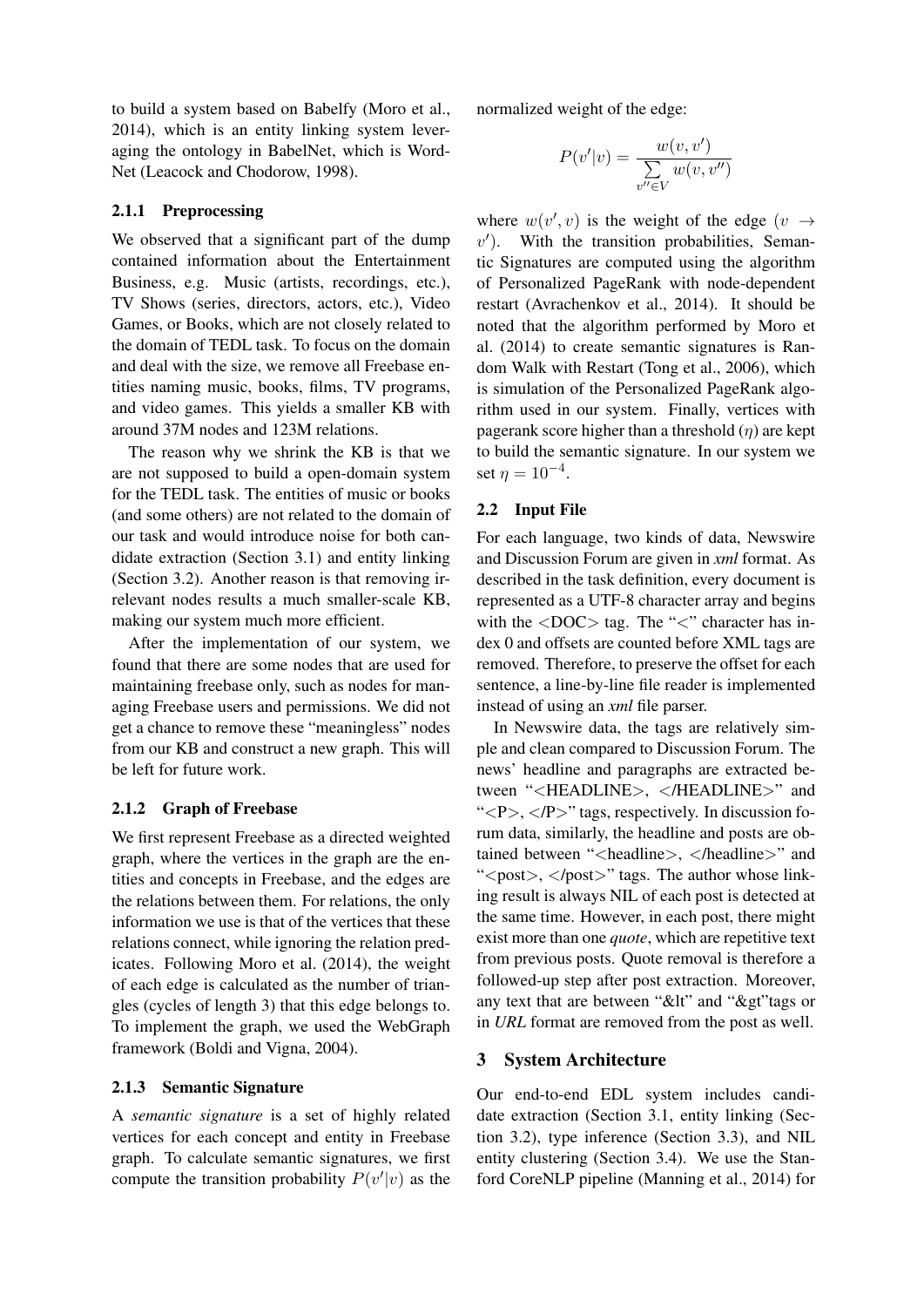to build a system based on Babelfy (Moro et al., 2014), which is an entity linking system leveraging the ontology in BabelNet, which is WordNet (Leacock and Chodorow, 1998).

### 2.1.1 Preprocessing

We observed that a significant part of the dump contained information about the Entertainment Business, e.g. Music (artists, recordings, etc.), TV Shows (series, directors, actors, etc.), Video Games, or Books, which are not closely related to the domain of TEDL task. To focus on the domain and deal with the size, we remove all Freebase entities naming music, books, films, TV programs, and video games. This yields a smaller KB with around 37M nodes and 123M relations.

The reason why we shrink the KB is that we are not supposed to build a open-domain system for the TEDL task. The entities of music or books (and some others) are not related to the domain of our task and would introduce noise for both candidate extraction (Section 3.1) and entity linking (Section 3.2). Another reason is that removing irrelevant nodes results a much smaller-scale KB, making our system much more efficient.

After the implementation of our system, we found that there are some nodes that are used for maintaining freebase only, such as nodes for managing Freebase users and permissions. We did not get a chance to remove these "meaningless" nodes from our KB and construct a new graph. This will be left for future work.

### 2.1.2 Graph of Freebase

We first represent Freebase as a directed weighted graph, where the vertices in the graph are the entities and concepts in Freebase, and the edges are the relations between them. For relations, the only information we use is that of the vertices that these relations connect, while ignoring the relation predicates. Following Moro et al. (2014), the weight of each edge is calculated as the number of triangles (cycles of length 3) that this edge belongs to. To implement the graph, we used the WebGraph framework (Boldi and Vigna, 2004).

### 2.1.3 Semantic Signature

A *semantic signature* is a set of highly related vertices for each concept and entity in Freebase graph. To calculate semantic signatures, we first compute the transition probability $P(v'|v)$ as the normalized weight of the edge:

$$P(v'|v) = \frac{w(v, v')}{\sum\limits_{v'' \in V} w(v, v'')}$$

where $w(v', v)$ is the weight of the edge ($v \rightarrow v'$). With the transition probabilities, Semantic Signatures are computed using the algorithm of Personalized PageRank with node-dependent restart (Avrachenkov et al., 2014). It should be noted that the algorithm performed by Moro et al. (2014) to create semantic signatures is Random Walk with Restart (Tong et al., 2006), which is simulation of the Personalized PageRank algorithm used in our system. Finally, vertices with pagerank score higher than a threshold ($\eta$) are kept to build the semantic signature. In our system we set $\eta = 10^{-4}$.

## 2.2 Input File

For each language, two kinds of data, Newswire and Discussion Forum are given in *xml* format. As described in the task definition, every document is represented as a UTF-8 character array and begins with the <DOC> tag. The "<" character has index 0 and offsets are counted before XML tags are removed. Therefore, to preserve the offset for each sentence, a line-by-line file reader is implemented instead of using an *xml* file parser.

In Newswire data, the tags are relatively simple and clean compared to Discussion Forum. The news' headline and paragraphs are extracted between "<HEADLINE>, </HEADLINE>" and "<P>, </P>" tags, respectively. In discussion forum data, similarly, the headline and posts are obtained between "<headline>, </headline>" and "<post>, </post>" tags. The author whose linking result is always NIL of each post is detected at the same time. However, in each post, there might exist more than one *quote*, which are repetitive text from previous posts. Quote removal is therefore a followed-up step after post extraction. Moreover, any text that are between "&lt" and "&gt"tags or in *URL* format are removed from the post as well.

# 3 System Architecture

Our end-to-end EDL system includes candidate extraction (Section 3.1, entity linking (Section 3.2), type inference (Section 3.3), and NIL entity clustering (Section 3.4). We use the Stanford CoreNLP pipeline (Manning et al., 2014) for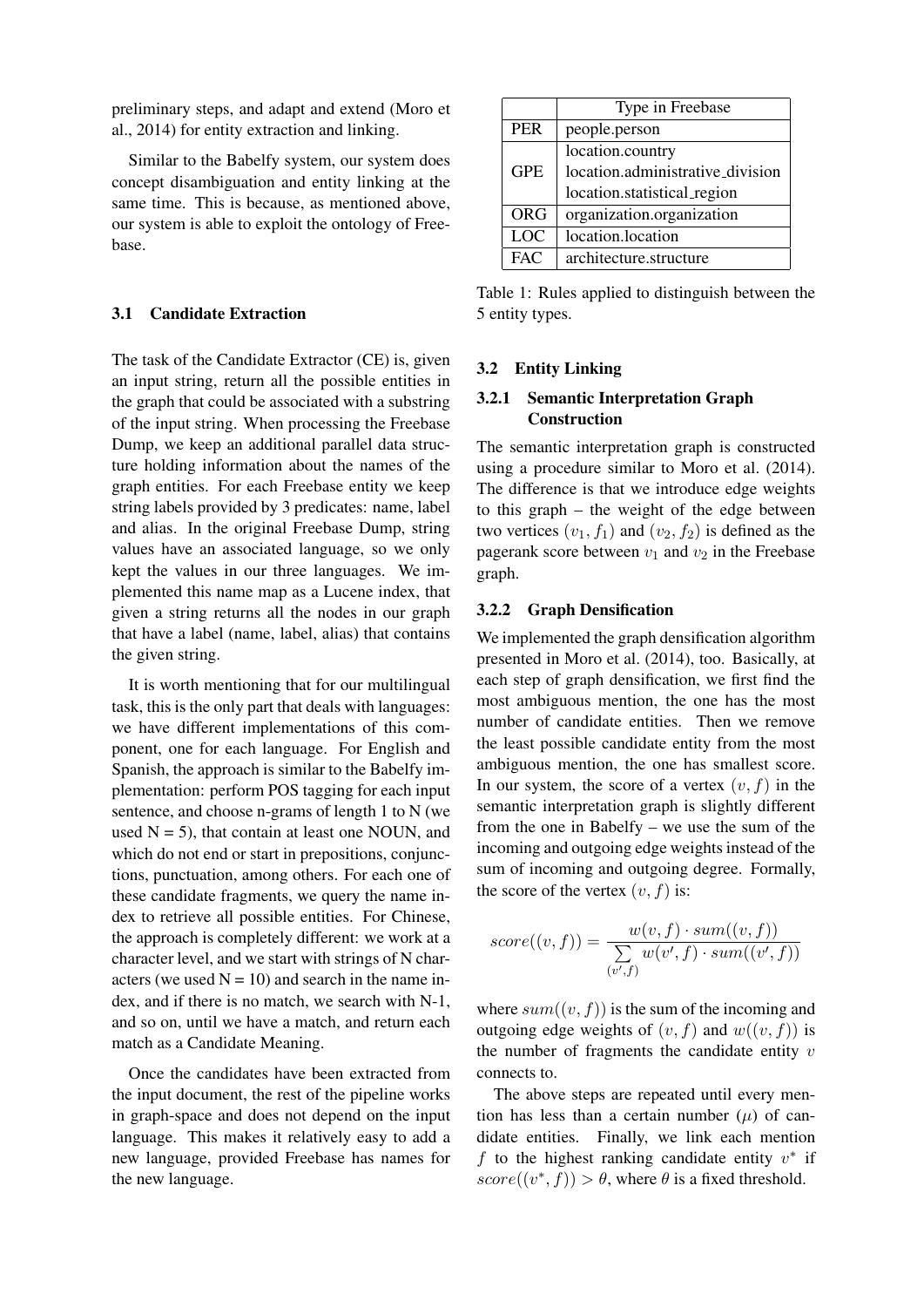preliminary steps, and adapt and extend (Moro et al., 2014) for entity extraction and linking.

Similar to the Babelfy system, our system does concept disambiguation and entity linking at the same time. This is because, as mentioned above, our system is able to exploit the ontology of Freebase.

### 3.1 Candidate Extraction

The task of the Candidate Extractor (CE) is, given an input string, return all the possible entities in the graph that could be associated with a substring of the input string. When processing the Freebase Dump, we keep an additional parallel data structure holding information about the names of the graph entities. For each Freebase entity we keep string labels provided by 3 predicates: name, label and alias. In the original Freebase Dump, string values have an associated language, so we only kept the values in our three languages. We implemented this name map as a Lucene index, that given a string returns all the nodes in our graph that have a label (name, label, alias) that contains the given string.

It is worth mentioning that for our multilingual task, this is the only part that deals with languages: we have different implementations of this component, one for each language. For English and Spanish, the approach is similar to the Babelfy implementation: perform POS tagging for each input sentence, and choose n-grams of length 1 to N (we used N = 5), that contain at least one NOUN, and which do not end or start in prepositions, conjunctions, punctuation, among others. For each one of these candidate fragments, we query the name index to retrieve all possible entities. For Chinese, the approach is completely different: we work at a character level, and we start with strings of N characters (we used N = 10) and search in the name index, and if there is no match, we search with N-1, and so on, until we have a match, and return each match as a Candidate Meaning.

Once the candidates have been extracted from the input document, the rest of the pipeline works in graph-space and does not depend on the input language. This makes it relatively easy to add a new language, provided Freebase has names for the new language.

| | Type in Freebase |
|---|---|
| PER | people.person |
| GPE | location.country<br>location.administrative_division<br>location.statistical_region |
| ORG | organization.organization |
| LOC | location.location |
| FAC | architecture.structure |

Table 1: Rules applied to distinguish between the 5 entity types.

### 3.2 Entity Linking

#### 3.2.1 Semantic Interpretation Graph Construction

The semantic interpretation graph is constructed using a procedure similar to Moro et al. (2014). The difference is that we introduce edge weights to this graph – the weight of the edge between two vertices $(v_1, f_1)$ and $(v_2, f_2)$ is defined as the pagerank score between $v_1$ and $v_2$ in the Freebase graph.

#### 3.2.2 Graph Densification

We implemented the graph densification algorithm presented in Moro et al. (2014), too. Basically, at each step of graph densification, we first find the most ambiguous mention, the one has the most number of candidate entities. Then we remove the least possible candidate entity from the most ambiguous mention, the one has smallest score. In our system, the score of a vertex $(v, f)$ in the semantic interpretation graph is slightly different from the one in Babelfy – we use the sum of the incoming and outgoing edge weights instead of the sum of incoming and outgoing degree. Formally, the score of the vertex $(v, f)$ is:

$$score((v, f)) = \frac{w(v, f) \cdot sum((v, f))}{\sum_{(v', f)} w(v', f) \cdot sum((v', f))}$$

where $sum((v, f))$ is the sum of the incoming and outgoing edge weights of $(v, f)$ and $w((v, f))$ is the number of fragments the candidate entity $v$ connects to.

The above steps are repeated until every mention has less than a certain number ($\mu$) of candidate entities. Finally, we link each mention $f$ to the highest ranking candidate entity $v^*$ if $score((v^*, f)) > \theta$, where $\theta$ is a fixed threshold.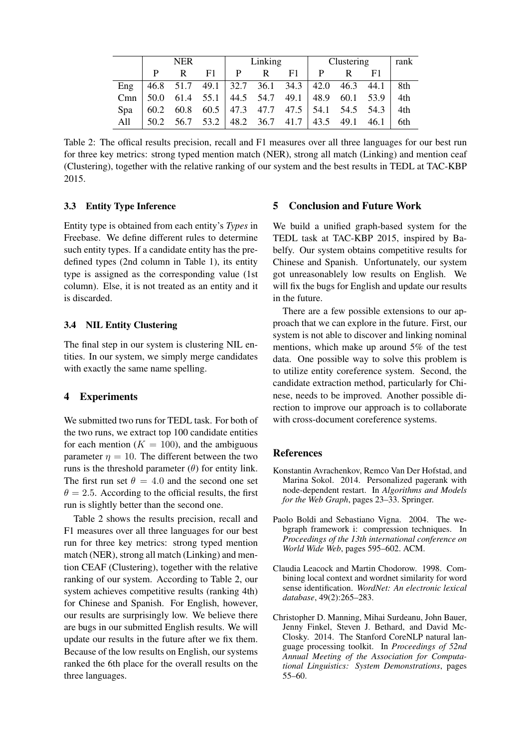| | NER | | | Linking | | | Clustering | | | rank |
|---|---|---|---|---|---|---|---|---|---|---|
| | P | R | F1 | P | R | F1 | P | R | F1 | |
| Eng | 46.8 | 51.7 | 49.1 | 32.7 | 36.1 | 34.3 | 42.0 | 46.3 | 44.1 | 8th |
| Cmn | 50.0 | 61.4 | 55.1 | 44.5 | 54.7 | 49.1 | 48.9 | 60.1 | 53.9 | 4th |
| Spa | 60.2 | 60.8 | 60.5 | 47.3 | 47.7 | 47.5 | 54.1 | 54.5 | 54.3 | 4th |
| All | 50.2 | 56.7 | 53.2 | 48.2 | 36.7 | 41.7 | 43.5 | 49.1 | 46.1 | 6th |

Table 2: The offical results precision, recall and F1 measures over all three languages for our best run for three key metrics: strong typed mention match (NER), strong all match (Linking) and mention ceaf (Clustering), together with the relative ranking of our system and the best results in TEDL at TAC-KBP 2015.

### 3.3 Entity Type Inference

Entity type is obtained from each entity's *Types* in Freebase. We define different rules to determine such entity types. If a candidate entity has the predefined types (2nd column in Table 1), its entity type is assigned as the corresponding value (1st column). Else, it is not treated as an entity and it is discarded.

### 3.4 NIL Entity Clustering

The final step in our system is clustering NIL entities. In our system, we simply merge candidates with exactly the same name spelling.

## 4 Experiments

We submitted two runs for TEDL task. For both of the two runs, we extract top 100 candidate entities for each mention ($K = 100$), and the ambiguous parameter $\eta = 10$. The different between the two runs is the threshold parameter ($\theta$) for entity link. The first run set $\theta = 4.0$ and the second one set $\theta = 2.5$. According to the official results, the first run is slightly better than the second one.

Table 2 shows the results precision, recall and F1 measures over all three languages for our best run for three key metrics: strong typed mention match (NER), strong all match (Linking) and mention CEAF (Clustering), together with the relative ranking of our system. According to Table 2, our system achieves competitive results (ranking 4th) for Chinese and Spanish. For English, however, our results are surprisingly low. We believe there are bugs in our submitted English results. We will update our results in the future after we fix them. Because of the low results on English, our systems ranked the 6th place for the overall results on the three languages.

## 5 Conclusion and Future Work

We build a unified graph-based system for the TEDL task at TAC-KBP 2015, inspired by Babelfy. Our system obtains competitive results for Chinese and Spanish. Unfortunately, our system got unreasonablely low results on English. We will fix the bugs for English and update our results in the future.

There are a few possible extensions to our approach that we can explore in the future. First, our system is not able to discover and linking nominal mentions, which make up around 5% of the test data. One possible way to solve this problem is to utilize entity coreference system. Second, the candidate extraction method, particularly for Chinese, needs to be improved. Another possible direction to improve our approach is to collaborate with cross-document coreference systems.

## References

Konstantin Avrachenkov, Remco Van Der Hofstad, and Marina Sokol. 2014. Personalized pagerank with node-dependent restart. In *Algorithms and Models for the Web Graph*, pages 23–33. Springer.

Paolo Boldi and Sebastiano Vigna. 2004. The webgraph framework i: compression techniques. In *Proceedings of the 13th international conference on World Wide Web*, pages 595–602. ACM.

Claudia Leacock and Martin Chodorow. 1998. Combining local context and wordnet similarity for word sense identification. *WordNet: An electronic lexical database*, 49(2):265–283.

Christopher D. Manning, Mihai Surdeanu, John Bauer, Jenny Finkel, Steven J. Bethard, and David McClosky. 2014. The Stanford CoreNLP natural language processing toolkit. In *Proceedings of 52nd Annual Meeting of the Association for Computational Linguistics: System Demonstrations*, pages 55–60.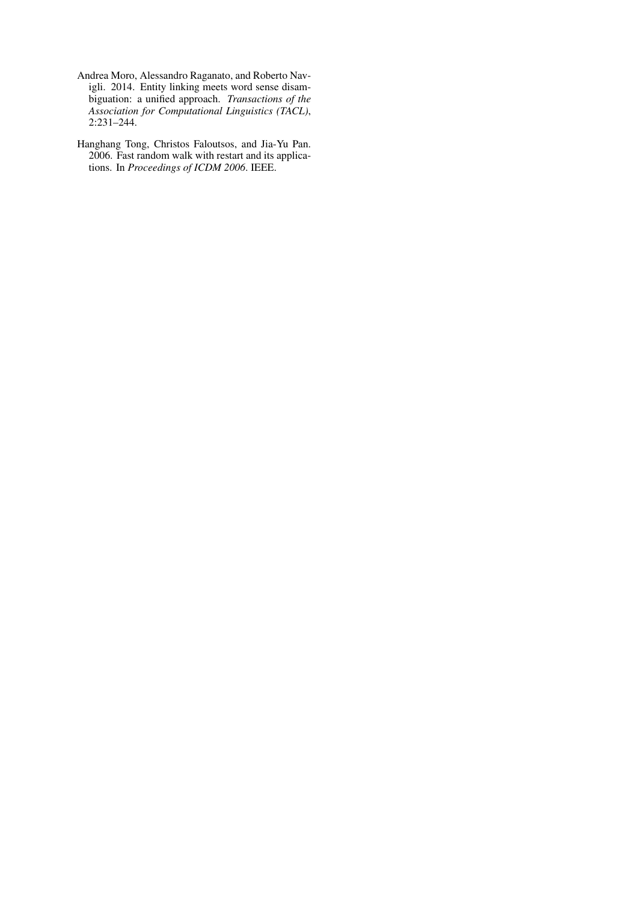Andrea Moro, Alessandro Raganato, and Roberto Navigli. 2014. Entity linking meets word sense disambiguation: a unified approach. *Transactions of the Association for Computational Linguistics (TACL)*, 2:231–244.

Hanghang Tong, Christos Faloutsos, and Jia-Yu Pan. 2006. Fast random walk with restart and its applications. In *Proceedings of ICDM 2006*. IEEE.